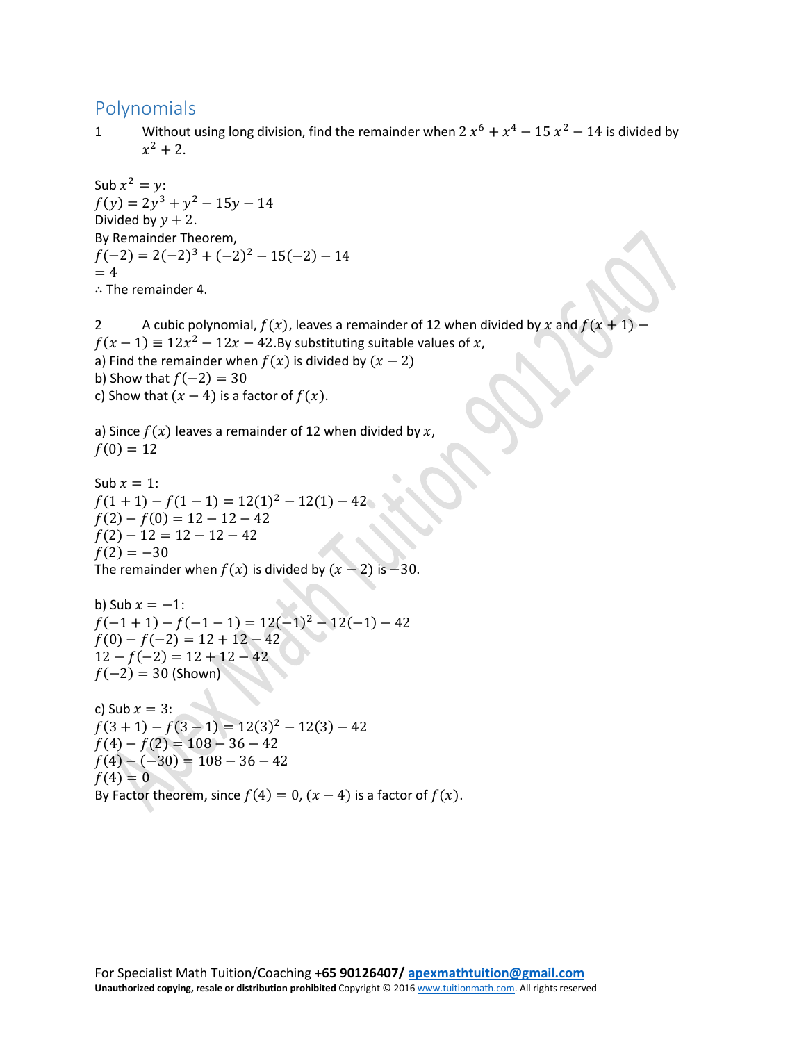## Polynomials

1 Without using long division, find the remainder when $2\,x^6 + x^4 - 15\,x^2 - 14$ is divided by $x^2 + 2$.

Sub $x^2 = y$:
$f(y) = 2y^3 + y^2 - 15y - 14$
Divided by $y + 2$.
By Remainder Theorem,
$f(-2) = 2(-2)^3 + (-2)^2 - 15(-2) - 14$
$= 4$
∴ The remainder 4.

2 A cubic polynomial, $f(x)$, leaves a remainder of 12 when divided by $x$ and $f(x+1) - f(x-1) \equiv 12x^2 - 12x - 42$. By substituting suitable values of $x$,
a) Find the remainder when $f(x)$ is divided by $(x-2)$
b) Show that $f(-2) = 30$
c) Show that $(x-4)$ is a factor of $f(x)$.

a) Since $f(x)$ leaves a remainder of 12 when divided by $x$,
$f(0) = 12$

Sub $x = 1$:
$f(1+1) - f(1-1) = 12(1)^2 - 12(1) - 42$
$f(2) - f(0) = 12 - 12 - 42$
$f(2) - 12 = 12 - 12 - 42$
$f(2) = -30$
The remainder when $f(x)$ is divided by $(x-2)$ is $-30$.

b) Sub $x = -1$:
$f(-1+1) - f(-1-1) = 12(-1)^2 - 12(-1) - 42$
$f(0) - f(-2) = 12 + 12 - 42$
$12 - f(-2) = 12 + 12 - 42$
$f(-2) = 30$ (Shown)

c) Sub $x = 3$:
$f(3+1) - f(3-1) = 12(3)^2 - 12(3) - 42$
$f(4) - f(2) = 108 - 36 - 42$
$f(4) - (-30) = 108 - 36 - 42$
$f(4) = 0$
By Factor theorem, since $f(4) = 0$, $(x-4)$ is a factor of $f(x)$.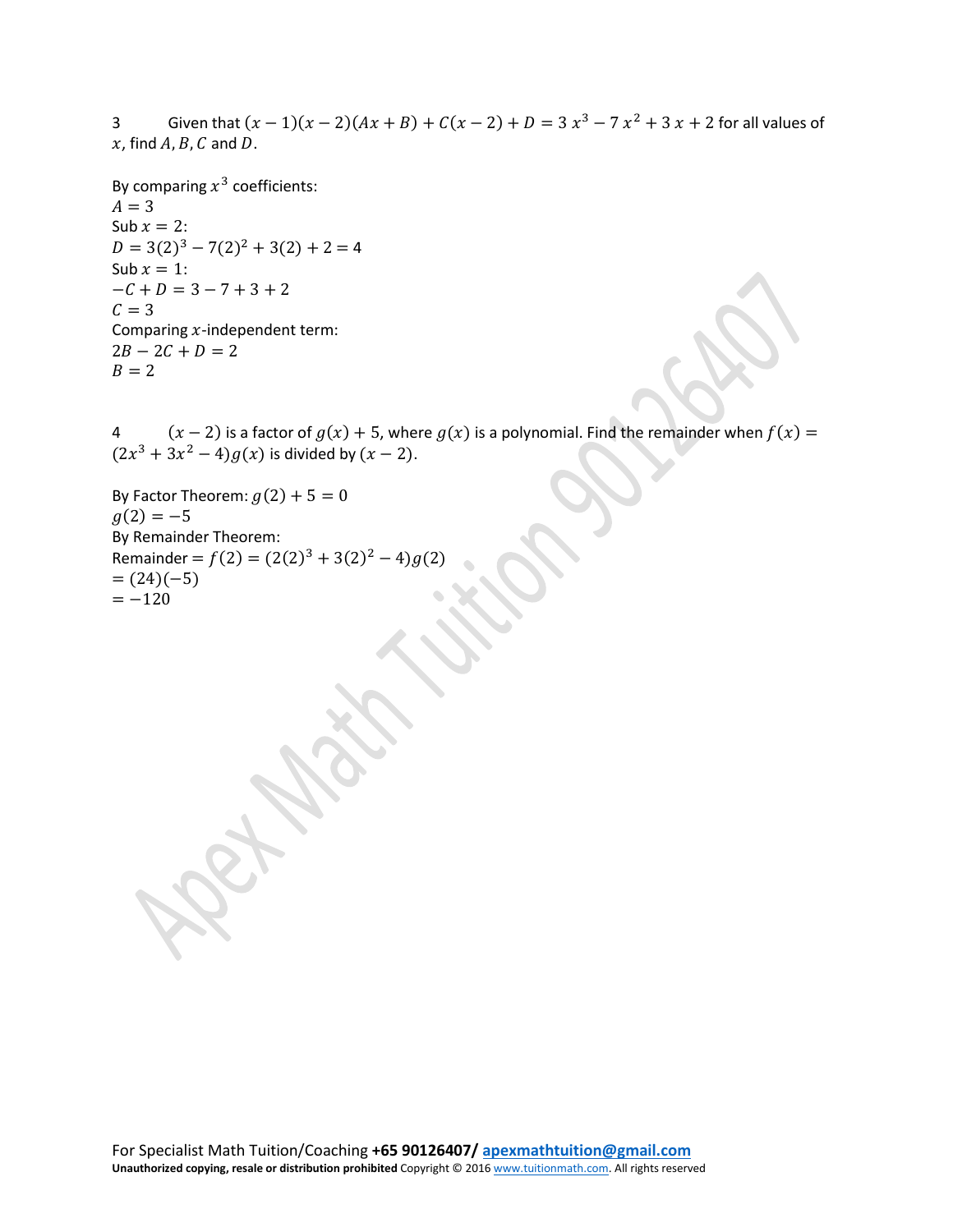3 Given that $(x-1)(x-2)(Ax+B)+C(x-2)+D=3x^3-7x^2+3x+2$ for all values of $x$, find $A, B, C$ and $D$.

By comparing $x^3$ coefficients:
$A=3$
Sub $x=2$:
$D=3(2)^3-7(2)^2+3(2)+2=4$
Sub $x=1$:
$-C+D=3-7+3+2$
$C=3$
Comparing $x$-independent term:
$2B-2C+D=2$
$B=2$

4 $(x-2)$ is a factor of $g(x)+5$, where $g(x)$ is a polynomial. Find the remainder when $f(x)=(2x^3+3x^2-4)g(x)$ is divided by $(x-2)$.

By Factor Theorem: $g(2)+5=0$
$g(2)=-5$
By Remainder Theorem:
Remainder $=f(2)=(2(2)^3+3(2)^2-4)g(2)$
$=(24)(-5)$
$=-120$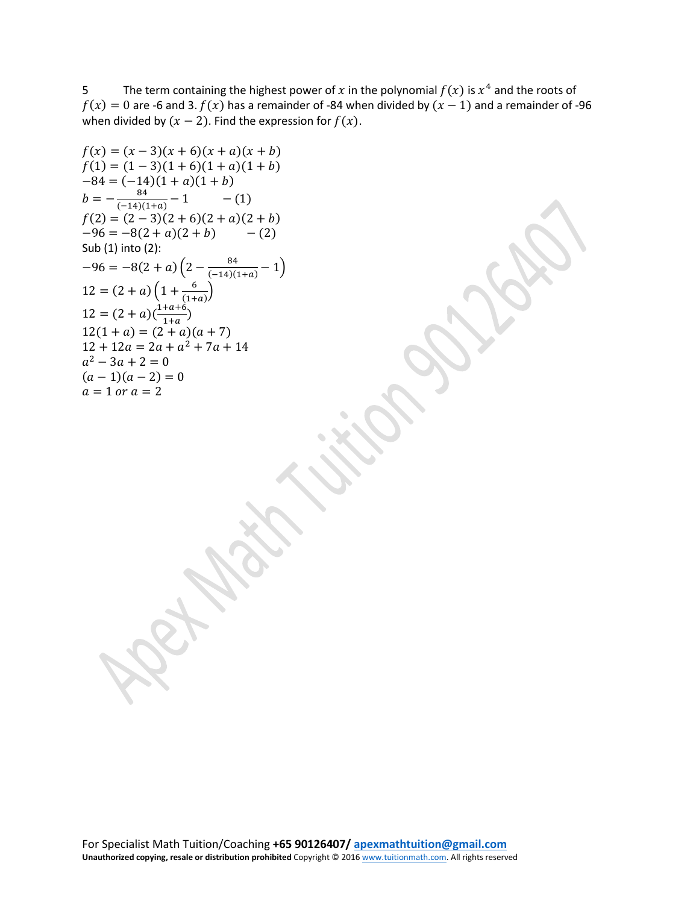5 The term containing the highest power of $x$ in the polynomial $f(x)$ is $x^4$ and the roots of $f(x) = 0$ are -6 and 3. $f(x)$ has a remainder of -84 when divided by $(x - 1)$ and a remainder of -96 when divided by $(x - 2)$. Find the expression for $f(x)$.

$f(x) = (x - 3)(x + 6)(x + a)(x + b)$

$f(1) = (1 - 3)(1 + 6)(1 + a)(1 + b)$

$-84 = (-14)(1 + a)(1 + b)$

$b = -\frac{84}{(-14)(1+a)} - 1 \qquad -(1)$

$f(2) = (2 - 3)(2 + 6)(2 + a)(2 + b)$

$-96 = -8(2 + a)(2 + b) \qquad -(2)$

Sub (1) into (2):

$-96 = -8(2 + a)\left(2 - \frac{84}{(-14)(1+a)} - 1\right)$

$12 = (2 + a)\left(1 + \frac{6}{(1+a)}\right)$

$12 = (2 + a)\left(\frac{1+a+6}{1+a}\right)$

$12(1 + a) = (2 + a)(a + 7)$

$12 + 12a = 2a + a^2 + 7a + 14$

$a^2 - 3a + 2 = 0$

$(a - 1)(a - 2) = 0$

$a = 1 \text{ or } a = 2$

For Specialist Math Tuition/Coaching **+65 90126407/** apexmathtuition@gmail.com

**Unauthorized copying, resale or distribution prohibited** Copyright © 2016 www.tuitionmath.com. All rights reserved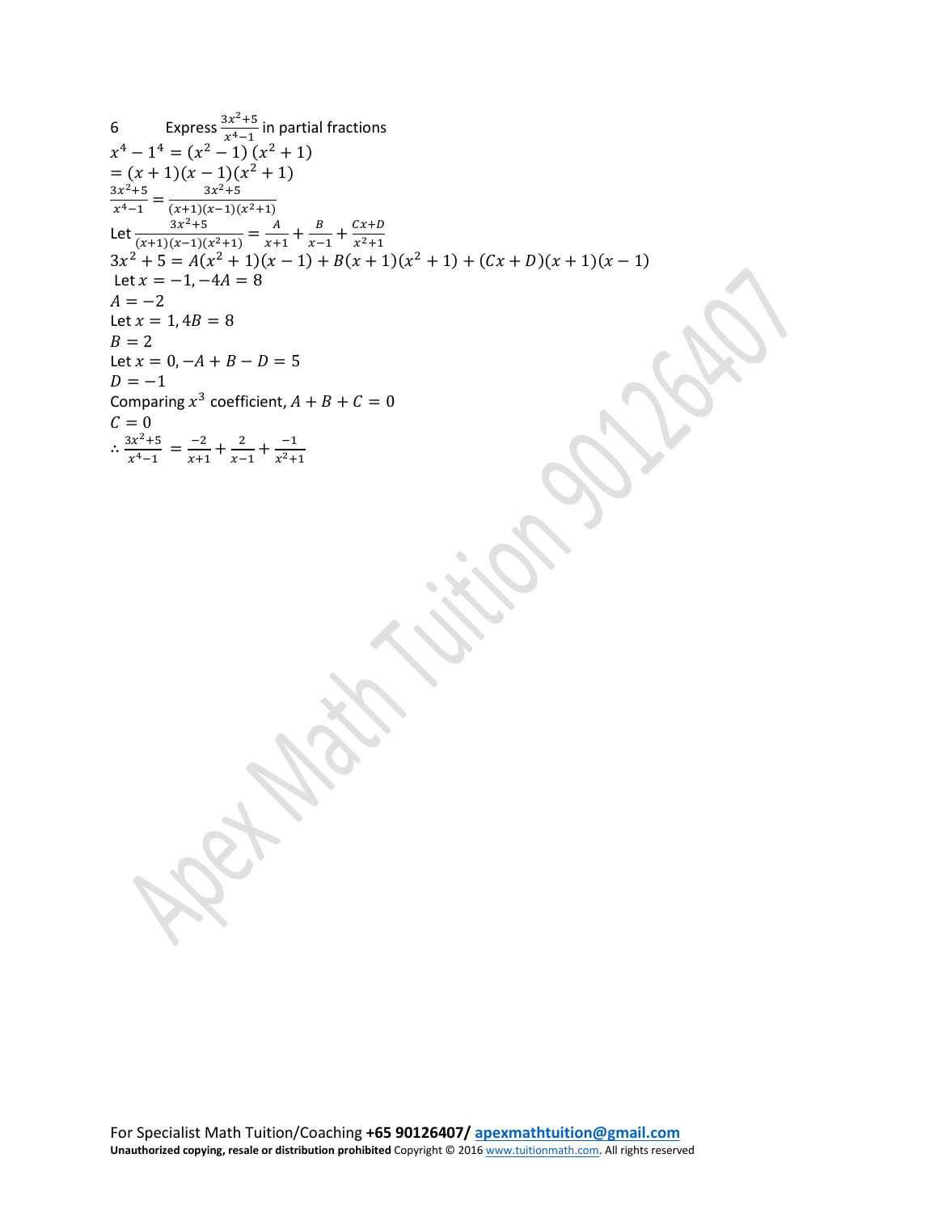6 Express $\frac{3x^2+5}{x^4-1}$ in partial fractions

$x^4 - 1^4 = (x^2 - 1)(x^2 + 1)$

$= (x + 1)(x - 1)(x^2 + 1)$

$\frac{3x^2+5}{x^4-1} = \frac{3x^2+5}{(x+1)(x-1)(x^2+1)}$

Let $\frac{3x^2+5}{(x+1)(x-1)(x^2+1)} = \frac{A}{x+1} + \frac{B}{x-1} + \frac{Cx+D}{x^2+1}$

$3x^2 + 5 = A(x^2 + 1)(x - 1) + B(x + 1)(x^2 + 1) + (Cx + D)(x + 1)(x - 1)$

Let $x = -1, -4A = 8$

$A = -2$

Let $x = 1, 4B = 8$

$B = 2$

Let $x = 0, -A + B - D = 5$

$D = -1$

Comparing $x^3$ coefficient, $A + B + C = 0$

$C = 0$

$\therefore \frac{3x^2+5}{x^4-1} = \frac{-2}{x+1} + \frac{2}{x-1} + \frac{-1}{x^2+1}$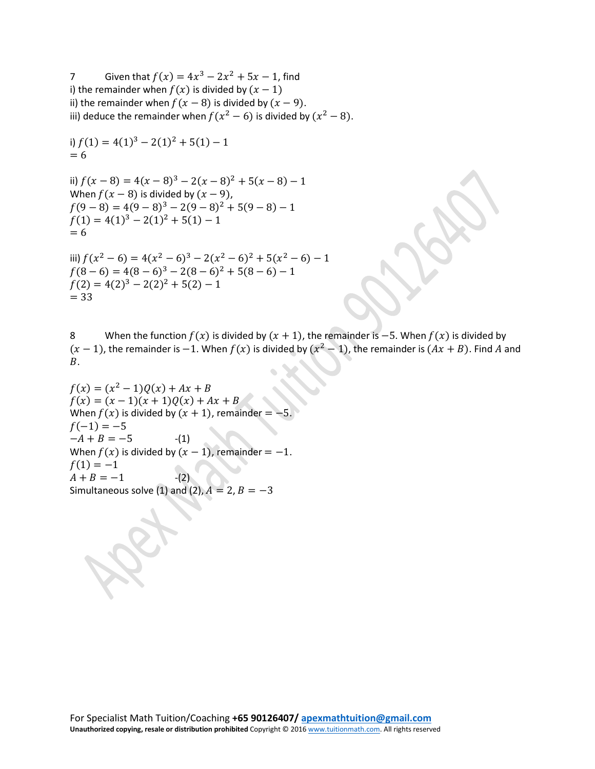7 Given that $f(x) = 4x^3 - 2x^2 + 5x - 1$, find
i) the remainder when $f(x)$ is divided by $(x - 1)$
ii) the remainder when $f(x - 8)$ is divided by $(x - 9)$.
iii) deduce the remainder when $f(x^2 - 6)$ is divided by $(x^2 - 8)$.

i) $f(1) = 4(1)^3 - 2(1)^2 + 5(1) - 1$
$= 6$

ii) $f(x - 8) = 4(x - 8)^3 - 2(x - 8)^2 + 5(x - 8) - 1$
When $f(x - 8)$ is divided by $(x - 9)$,
$f(9 - 8) = 4(9 - 8)^3 - 2(9 - 8)^2 + 5(9 - 8) - 1$
$f(1) = 4(1)^3 - 2(1)^2 + 5(1) - 1$
$= 6$

iii) $f(x^2 - 6) = 4(x^2 - 6)^3 - 2(x^2 - 6)^2 + 5(x^2 - 6) - 1$
$f(8 - 6) = 4(8 - 6)^3 - 2(8 - 6)^2 + 5(8 - 6) - 1$
$f(2) = 4(2)^3 - 2(2)^2 + 5(2) - 1$
$= 33$

8 When the function $f(x)$ is divided by $(x + 1)$, the remainder is $-5$. When $f(x)$ is divided by $(x - 1)$, the remainder is $-1$. When $f(x)$ is divided by $(x^2 - 1)$, the remainder is $(Ax + B)$. Find $A$ and $B$.

$f(x) = (x^2 - 1)Q(x) + Ax + B$
$f(x) = (x - 1)(x + 1)Q(x) + Ax + B$
When $f(x)$ is divided by $(x + 1)$, remainder $= -5$.
$f(-1) = -5$
$-A + B = -5$ -(1)
When $f(x)$ is divided by $(x - 1)$, remainder $= -1$.
$f(1) = -1$
$A + B = -1$ -(2)
Simultaneous solve (1) and (2), $A = 2, B = -3$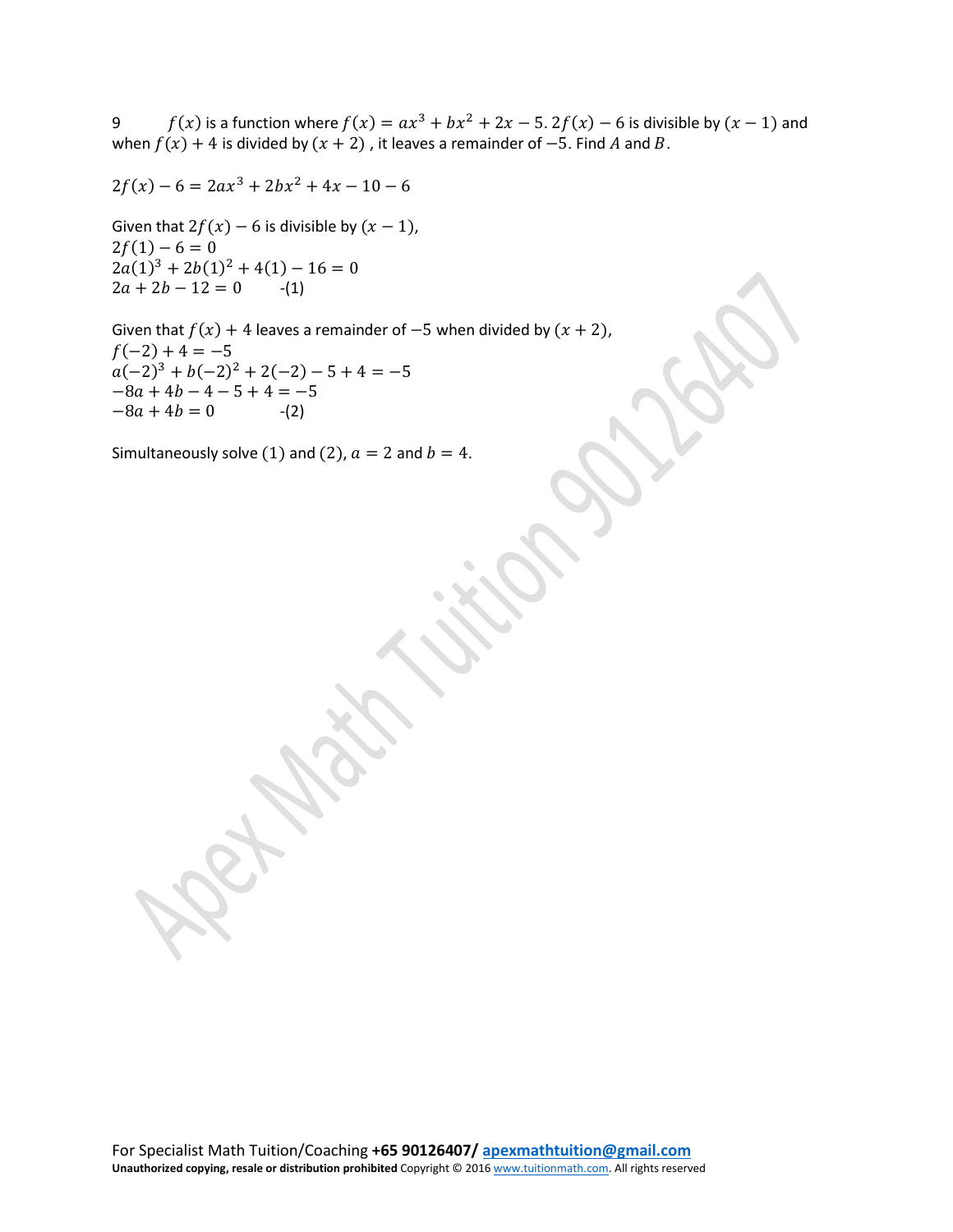9 $f(x)$ is a function where $f(x) = ax^3 + bx^2 + 2x - 5$. $2f(x) - 6$ is divisible by $(x - 1)$ and when $f(x) + 4$ is divided by $(x + 2)$ , it leaves a remainder of $-5$. Find $A$ and $B$.

$2f(x) - 6 = 2ax^3 + 2bx^2 + 4x - 10 - 6$

Given that $2f(x) - 6$ is divisible by $(x - 1)$,
$2f(1) - 6 = 0$
$2a(1)^3 + 2b(1)^2 + 4(1) - 16 = 0$
$2a + 2b - 12 = 0$ -(1)

Given that $f(x) + 4$ leaves a remainder of $-5$ when divided by $(x + 2)$,
$f(-2) + 4 = -5$
$a(-2)^3 + b(-2)^2 + 2(-2) - 5 + 4 = -5$
$-8a + 4b - 4 - 5 + 4 = -5$
$-8a + 4b = 0$ -(2)

Simultaneously solve (1) and (2), $a = 2$ and $b = 4$.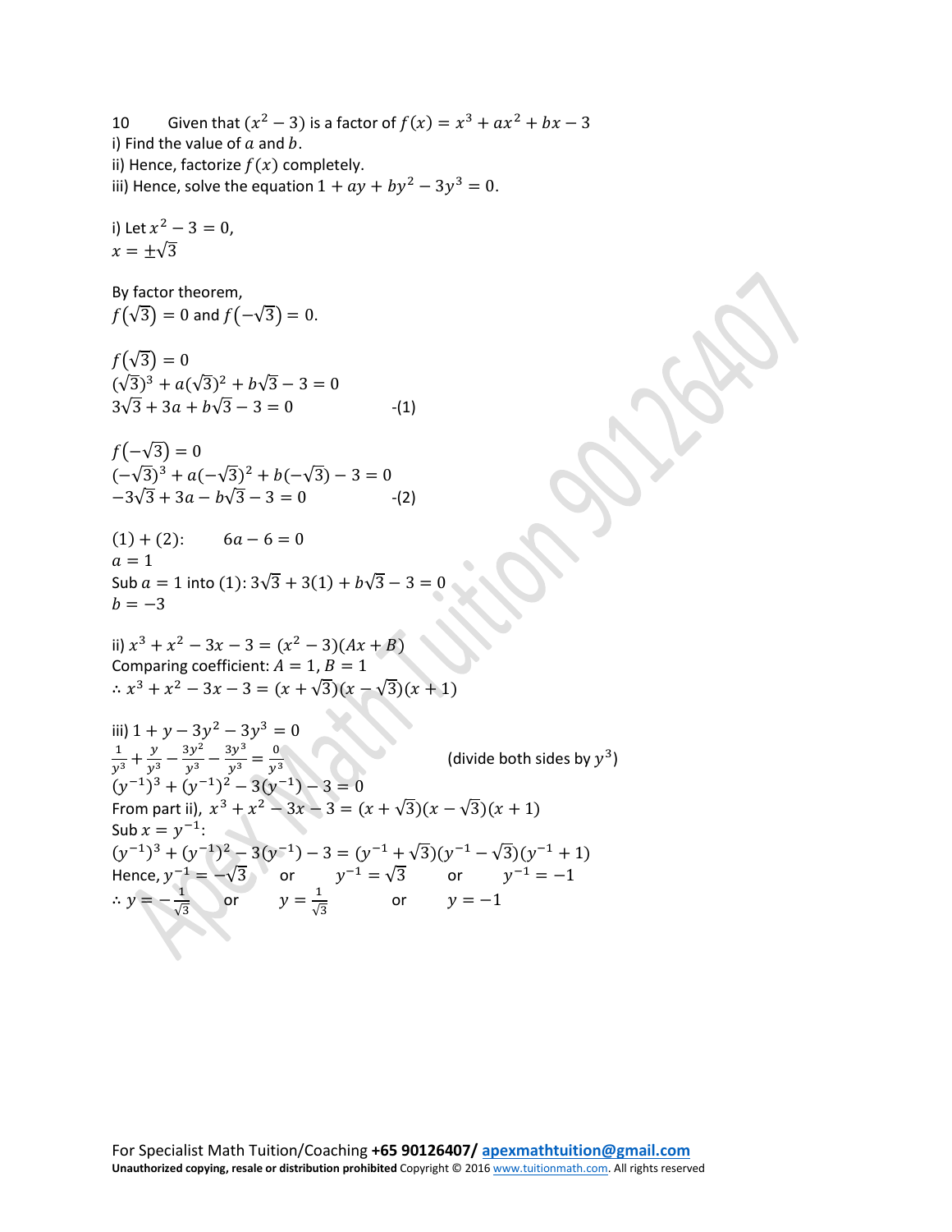10 Given that $(x^2 - 3)$ is a factor of $f(x) = x^3 + ax^2 + bx - 3$

i) Find the value of $a$ and $b$.

ii) Hence, factorize $f(x)$ completely.

iii) Hence, solve the equation $1 + ay + by^2 - 3y^3 = 0$.

i) Let $x^2 - 3 = 0$,

$x = \pm\sqrt{3}$

By factor theorem,

$f(\sqrt{3}) = 0$ and $f(-\sqrt{3}) = 0$.

$f(\sqrt{3}) = 0$

$(\sqrt{3})^3 + a(\sqrt{3})^2 + b\sqrt{3} - 3 = 0$

$3\sqrt{3} + 3a + b\sqrt{3} - 3 = 0$ -(1)

$f(-\sqrt{3}) = 0$

$(-\sqrt{3})^3 + a(-\sqrt{3})^2 + b(-\sqrt{3}) - 3 = 0$

$-3\sqrt{3} + 3a - b\sqrt{3} - 3 = 0$ -(2)

$(1) + (2)$: $6a - 6 = 0$

$a = 1$

Sub $a = 1$ into (1): $3\sqrt{3} + 3(1) + b\sqrt{3} - 3 = 0$

$b = -3$

ii) $x^3 + x^2 - 3x - 3 = (x^2 - 3)(Ax + B)$

Comparing coefficient: $A = 1, B = 1$

$\therefore x^3 + x^2 - 3x - 3 = (x + \sqrt{3})(x - \sqrt{3})(x + 1)$

iii) $1 + y - 3y^2 - 3y^3 = 0$

$\frac{1}{y^3} + \frac{y}{y^3} - \frac{3y^2}{y^3} - \frac{3y^3}{y^3} = \frac{0}{y^3}$ (divide both sides by $y^3$)

$(y^{-1})^3 + (y^{-1})^2 - 3(y^{-1}) - 3 = 0$

From part ii), $x^3 + x^2 - 3x - 3 = (x + \sqrt{3})(x - \sqrt{3})(x + 1)$

Sub $x = y^{-1}$:

$(y^{-1})^3 + (y^{-1})^2 - 3(y^{-1}) - 3 = (y^{-1} + \sqrt{3})(y^{-1} - \sqrt{3})(y^{-1} + 1)$

Hence, $y^{-1} = -\sqrt{3}$ or $y^{-1} = \sqrt{3}$ or $y^{-1} = -1$

$\therefore y = -\frac{1}{\sqrt{3}}$ or $y = \frac{1}{\sqrt{3}}$ or $y = -1$

For Specialist Math Tuition/Coaching **+65 90126407/** apexmathtuition@gmail.com

**Unauthorized copying, resale or distribution prohibited** Copyright © 2016 www.tuitionmath.com. All rights reserved